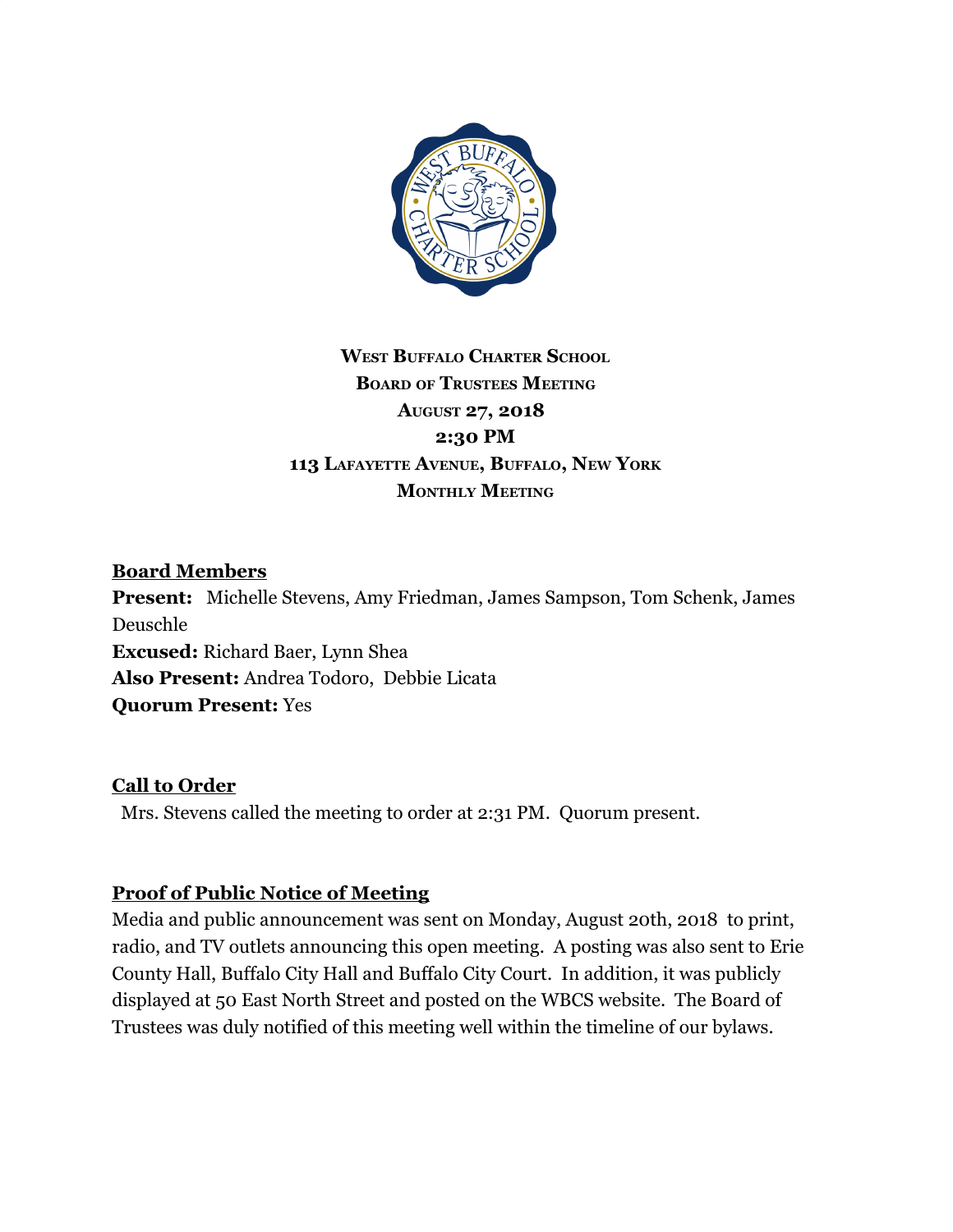**WEST BUFFALO CHARTER SCHOOL**
**BOARD OF TRUSTEES MEETING**
**AUGUST 27, 2018**
**2:30 PM**
**113 LAFAYETTE AVENUE, BUFFALO, NEW YORK**
**MONTHLY MEETING**

## Board Members

**Present:** Michelle Stevens, Amy Friedman, James Sampson, Tom Schenk, James Deuschle
**Excused:** Richard Baer, Lynn Shea
**Also Present:** Andrea Todoro, Debbie Licata
**Quorum Present:** Yes

## Call to Order

Mrs. Stevens called the meeting to order at 2:31 PM. Quorum present.

## Proof of Public Notice of Meeting

Media and public announcement was sent on Monday, August 20th, 2018 to print, radio, and TV outlets announcing this open meeting. A posting was also sent to Erie County Hall, Buffalo City Hall and Buffalo City Court. In addition, it was publicly displayed at 50 East North Street and posted on the WBCS website. The Board of Trustees was duly notified of this meeting well within the timeline of our bylaws.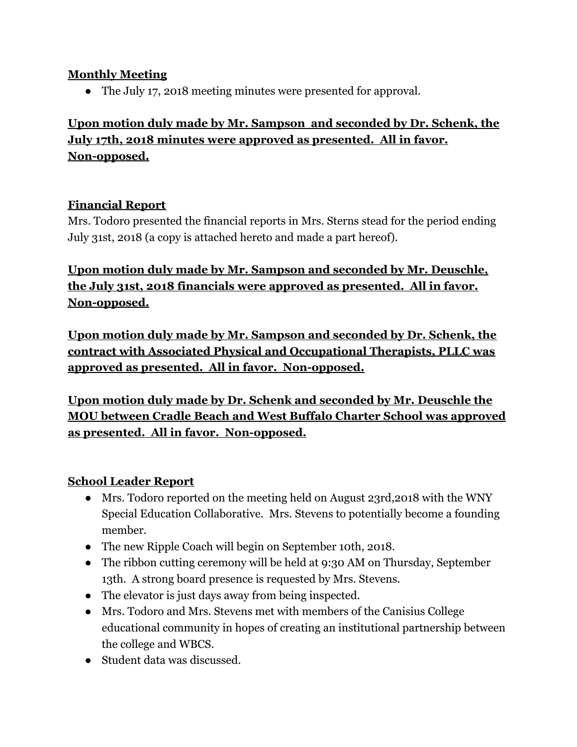**Monthly Meeting**

- The July 17, 2018 meeting minutes were presented for approval.

**Upon motion duly made by Mr. Sampson and seconded by Dr. Schenk, the July 17th, 2018 minutes were approved as presented. All in favor. Non-opposed.**

**Financial Report**

Mrs. Todoro presented the financial reports in Mrs. Sterns stead for the period ending July 31st, 2018 (a copy is attached hereto and made a part hereof).

**Upon motion duly made by Mr. Sampson and seconded by Mr. Deuschle, the July 31st, 2018 financials were approved as presented. All in favor. Non-opposed.**

**Upon motion duly made by Mr. Sampson and seconded by Dr. Schenk, the contract with Associated Physical and Occupational Therapists, PLLC was approved as presented. All in favor. Non-opposed.**

**Upon motion duly made by Dr. Schenk and seconded by Mr. Deuschle the MOU between Cradle Beach and West Buffalo Charter School was approved as presented. All in favor. Non-opposed.**

**School Leader Report**

- Mrs. Todoro reported on the meeting held on August 23rd,2018 with the WNY Special Education Collaborative. Mrs. Stevens to potentially become a founding member.
- The new Ripple Coach will begin on September 10th, 2018.
- The ribbon cutting ceremony will be held at 9:30 AM on Thursday, September 13th. A strong board presence is requested by Mrs. Stevens.
- The elevator is just days away from being inspected.
- Mrs. Todoro and Mrs. Stevens met with members of the Canisius College educational community in hopes of creating an institutional partnership between the college and WBCS.
- Student data was discussed.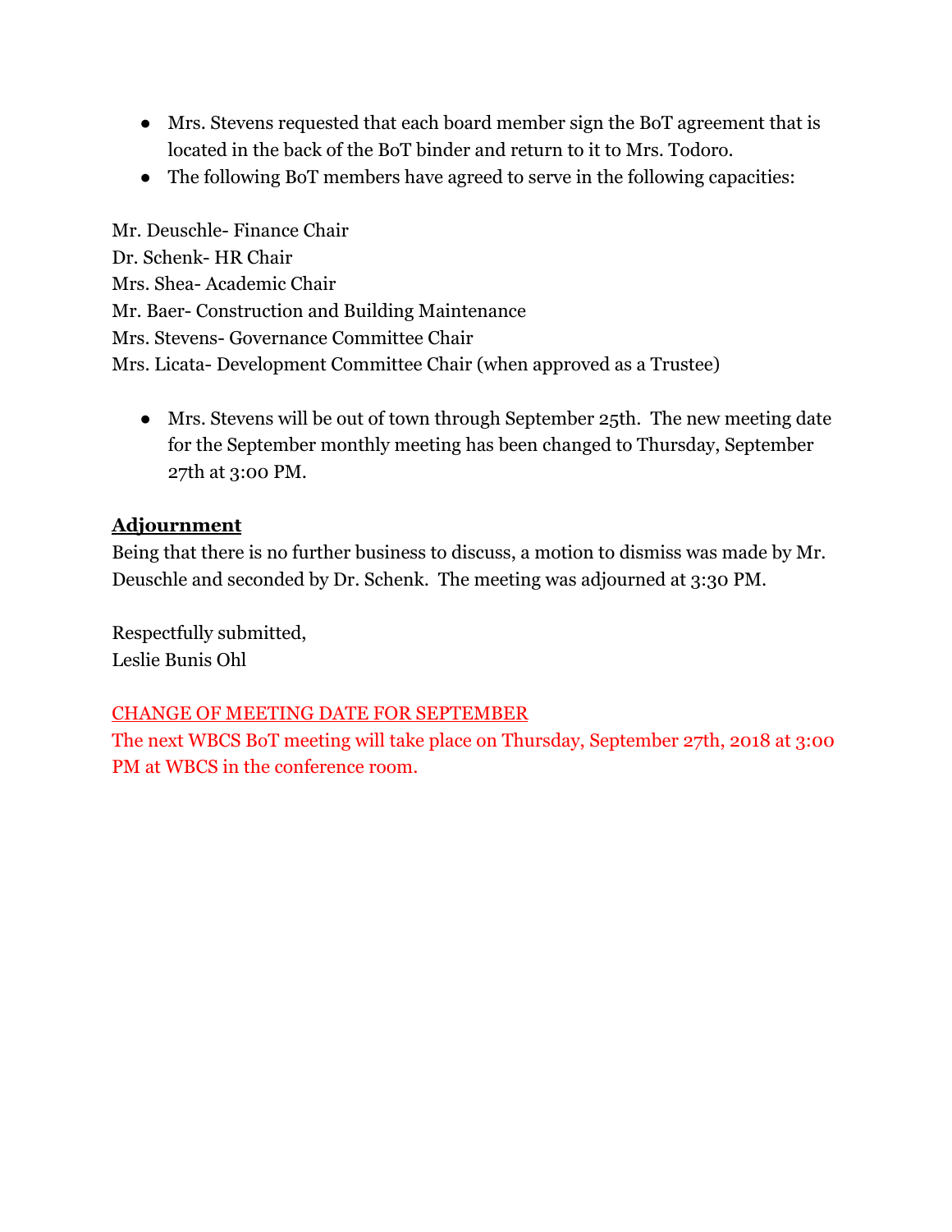- Mrs. Stevens requested that each board member sign the BoT agreement that is located in the back of the BoT binder and return to it to Mrs. Todoro.
- The following BoT members have agreed to serve in the following capacities:

Mr. Deuschle- Finance Chair
Dr. Schenk- HR Chair
Mrs. Shea- Academic Chair
Mr. Baer- Construction and Building Maintenance
Mrs. Stevens- Governance Committee Chair
Mrs. Licata- Development Committee Chair (when approved as a Trustee)

- Mrs. Stevens will be out of town through September 25th. The new meeting date for the September monthly meeting has been changed to Thursday, September 27th at 3:00 PM.

**Adjournment**

Being that there is no further business to discuss, a motion to dismiss was made by Mr. Deuschle and seconded by Dr. Schenk. The meeting was adjourned at 3:30 PM.

Respectfully submitted,
Leslie Bunis Ohl

CHANGE OF MEETING DATE FOR SEPTEMBER
The next WBCS BoT meeting will take place on Thursday, September 27th, 2018 at 3:00 PM at WBCS in the conference room.